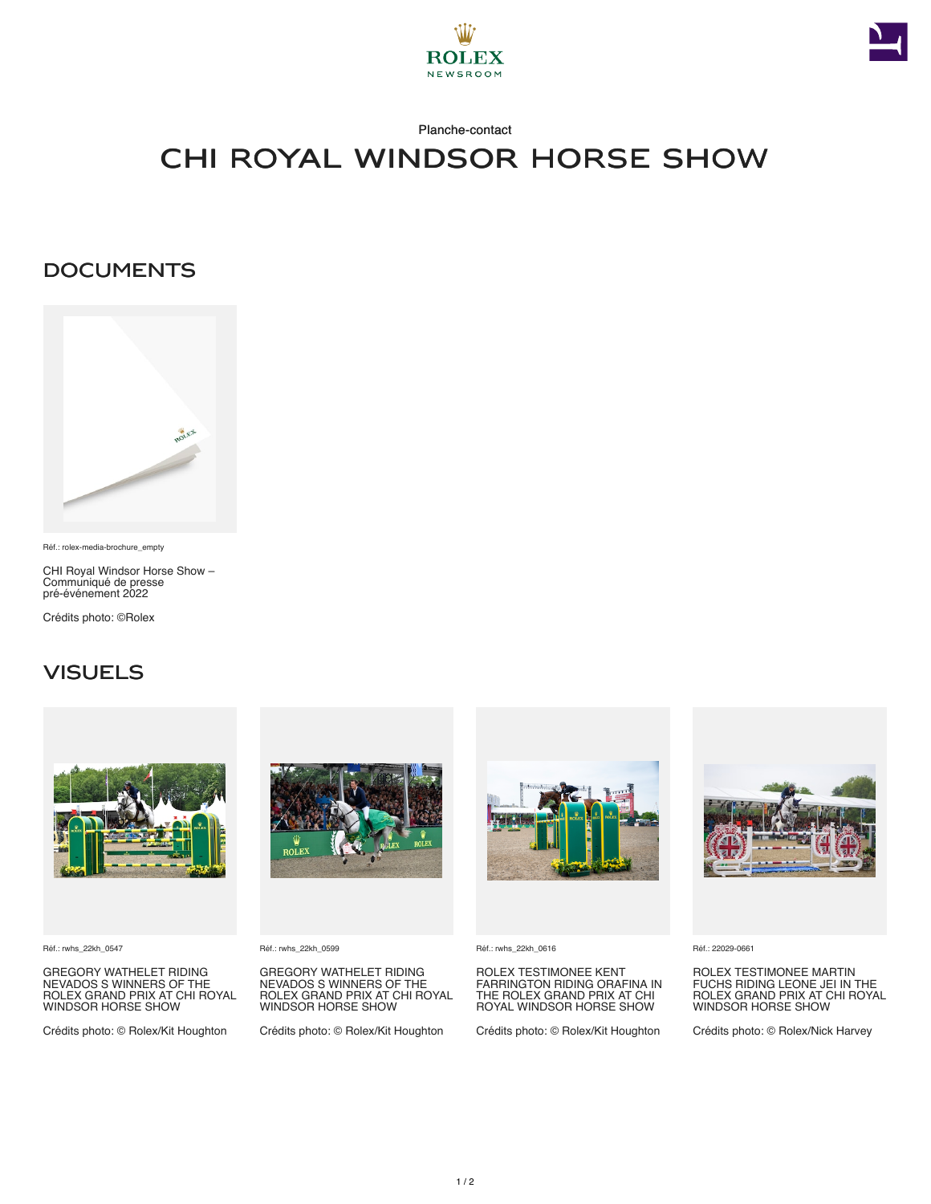ROLEX NEWSROOM

Planche-contact

# CHI ROYAL WINDSOR HORSE SHOW

## DOCUMENTS

Réf.: rolex-media-brochure_empty

CHI Royal Windsor Horse Show – Communiqué de presse pré-événement 2022

Crédits photo: ©Rolex

## VISUELS

Réf.: rwhs_22kh_0547

GREGORY WATHELET RIDING NEVADOS S WINNERS OF THE ROLEX GRAND PRIX AT CHI ROYAL WINDSOR HORSE SHOW

Crédits photo: © Rolex/Kit Houghton

Réf.: rwhs_22kh_0599

GREGORY WATHELET RIDING NEVADOS S WINNERS OF THE ROLEX GRAND PRIX AT CHI ROYAL WINDSOR HORSE SHOW

Crédits photo: © Rolex/Kit Houghton

Réf.: rwhs_22kh_0616

ROLEX TESTIMONEE KENT FARRINGTON RIDING ORAFINA IN THE ROLEX GRAND PRIX AT CHI ROYAL WINDSOR HORSE SHOW

Crédits photo: © Rolex/Kit Houghton

Réf.: 22029-0661

ROLEX TESTIMONEE MARTIN FUCHS RIDING LEONE JEI IN THE ROLEX GRAND PRIX AT CHI ROYAL WINDSOR HORSE SHOW

Crédits photo: © Rolex/Nick Harvey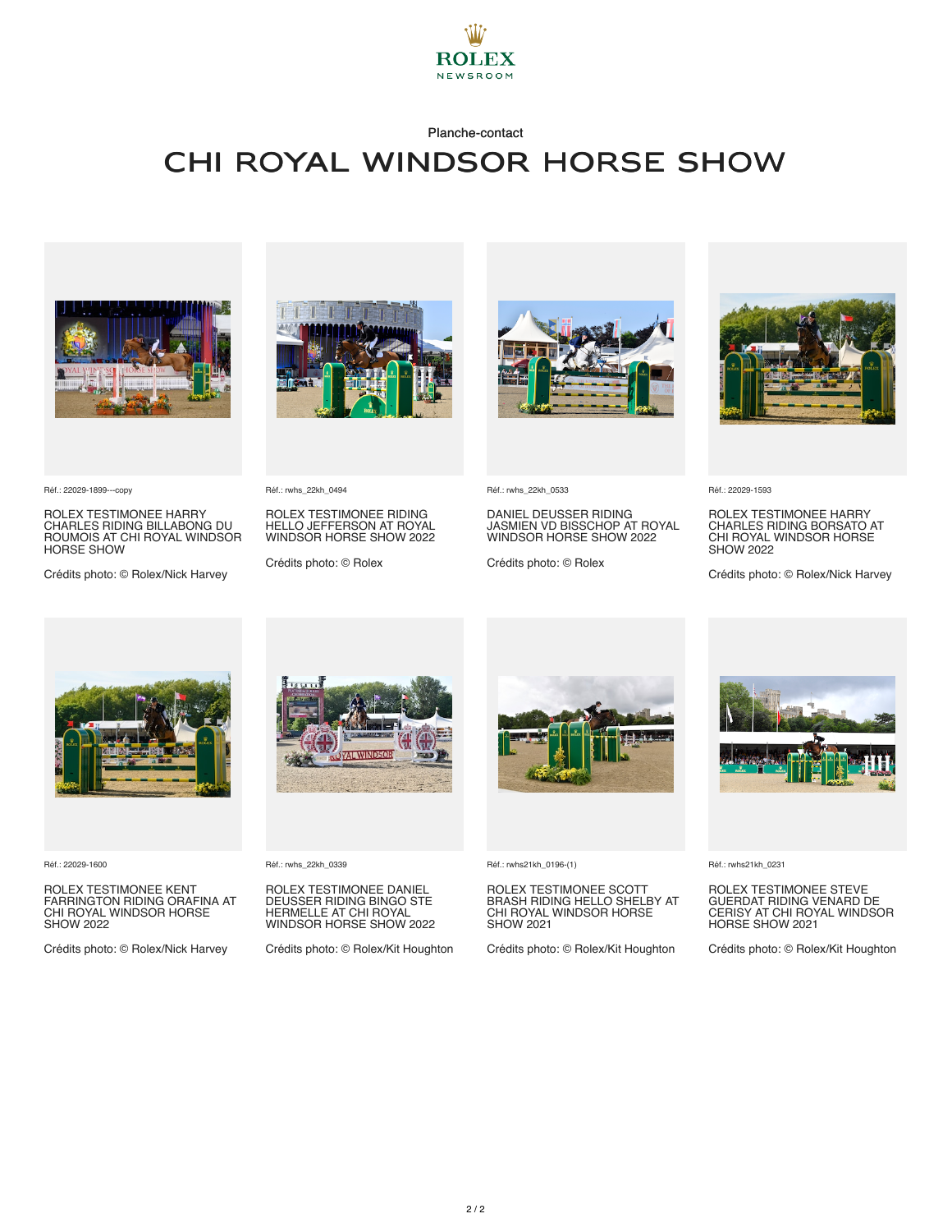ROLEX NEWSROOM

Planche-contact

# CHI ROYAL WINDSOR HORSE SHOW

Réf.: 22029-1899---copy

ROLEX TESTIMONEE HARRY CHARLES RIDING BILLABONG DU ROUMOIS AT CHI ROYAL WINDSOR HORSE SHOW

Crédits photo: © Rolex/Nick Harvey

Réf.: rwhs_22kh_0494

ROLEX TESTIMONEE RIDING HELLO JEFFERSON AT ROYAL WINDSOR HORSE SHOW 2022

Crédits photo: © Rolex

Réf.: rwhs_22kh_0533

DANIEL DEUSSER RIDING JASMIEN VD BISSCHOP AT ROYAL WINDSOR HORSE SHOW 2022

Crédits photo: © Rolex

Réf.: 22029-1593

ROLEX TESTIMONEE HARRY CHARLES RIDING BORSATO AT CHI ROYAL WINDSOR HORSE SHOW 2022

Crédits photo: © Rolex/Nick Harvey

Réf.: 22029-1600

ROLEX TESTIMONEE KENT FARRINGTON RIDING ORAFINA AT CHI ROYAL WINDSOR HORSE SHOW 2022

Crédits photo: © Rolex/Nick Harvey

Réf.: rwhs_22kh_0339

ROLEX TESTIMONEE DANIEL DEUSSER RIDING BINGO STE HERMELLE AT CHI ROYAL WINDSOR HORSE SHOW 2022

Crédits photo: © Rolex/Kit Houghton

Réf.: rwhs21kh_0196-(1)

ROLEX TESTIMONEE SCOTT BRASH RIDING HELLO SHELBY AT CHI ROYAL WINDSOR HORSE SHOW 2021

Crédits photo: © Rolex/Kit Houghton

Réf.: rwhs21kh_0231

ROLEX TESTIMONEE STEVE GUERDAT RIDING VENARD DE CERISY AT CHI ROYAL WINDSOR HORSE SHOW 2021

Crédits photo: © Rolex/Kit Houghton